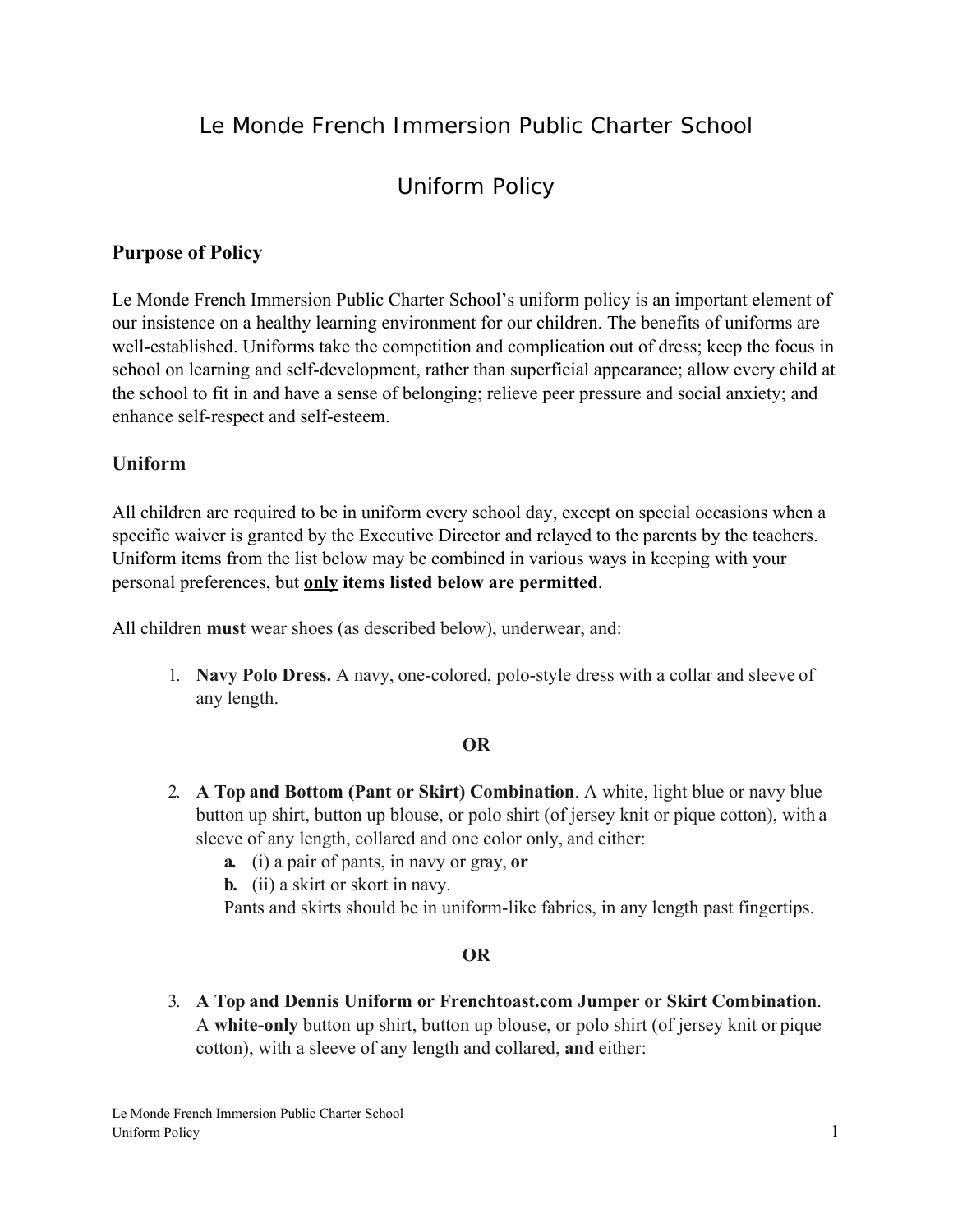# Le Monde French Immersion Public Charter School

## Uniform Policy

### Purpose of Policy

Le Monde French Immersion Public Charter School's uniform policy is an important element of our insistence on a healthy learning environment for our children. The benefits of uniforms are well-established. Uniforms take the competition and complication out of dress; keep the focus in school on learning and self-development, rather than superficial appearance; allow every child at the school to fit in and have a sense of belonging; relieve peer pressure and social anxiety; and enhance self-respect and self-esteem.

### Uniform

All children are required to be in uniform every school day, except on special occasions when a specific waiver is granted by the Executive Director and relayed to the parents by the teachers. Uniform items from the list below may be combined in various ways in keeping with your personal preferences, but **<u>only</u> items listed below are permitted**.

All children **must** wear shoes (as described below), underwear, and:

1. **Navy Polo Dress.** A navy, one-colored, polo-style dress with a collar and sleeve of any length.

**OR**

2. **A Top and Bottom (Pant or Skirt) Combination**. A white, light blue or navy blue button up shirt, button up blouse, or polo shirt (of jersey knit or pique cotton), with a sleeve of any length, collared and one color only, and either:
   - **a.** (i) a pair of pants, in navy or gray, **or**
   - **b.** (ii) a skirt or skort in navy.

   Pants and skirts should be in uniform-like fabrics, in any length past fingertips.

**OR**

3. **A Top and Dennis Uniform or Frenchtoast.com Jumper or Skirt Combination**. A **white-only** button up shirt, button up blouse, or polo shirt (of jersey knit or pique cotton), with a sleeve of any length and collared, **and** either: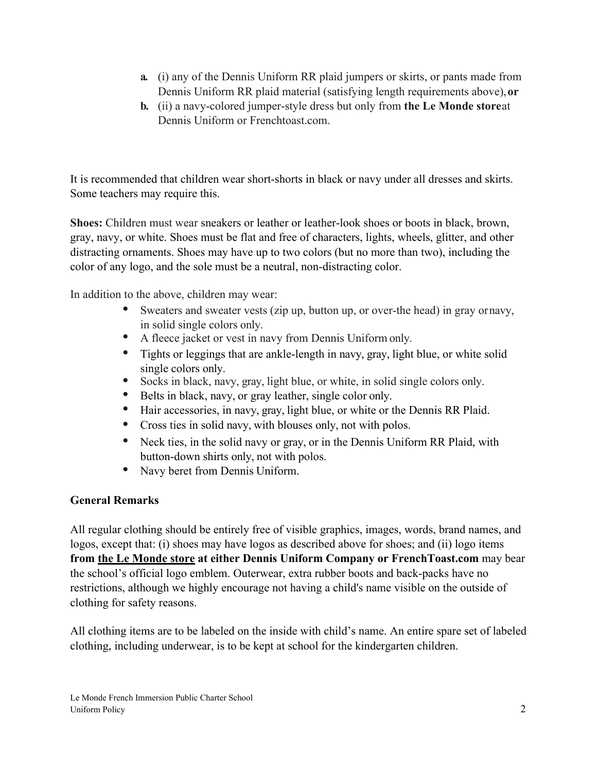- **a.** (i) any of the Dennis Uniform RR plaid jumpers or skirts, or pants made from Dennis Uniform RR plaid material (satisfying length requirements above), **or**
- **b.** (ii) a navy-colored jumper-style dress but only from **the Le Monde store** at Dennis Uniform or Frenchtoast.com.

It is recommended that children wear short-shorts in black or navy under all dresses and skirts. Some teachers may require this.

**Shoes:** Children must wear sneakers or leather or leather-look shoes or boots in black, brown, gray, navy, or white. Shoes must be flat and free of characters, lights, wheels, glitter, and other distracting ornaments. Shoes may have up to two colors (but no more than two), including the color of any logo, and the sole must be a neutral, non-distracting color.

In addition to the above, children may wear:

- Sweaters and sweater vests (zip up, button up, or over-the head) in gray or navy, in solid single colors only.
- A fleece jacket or vest in navy from Dennis Uniform only.
- Tights or leggings that are ankle-length in navy, gray, light blue, or white solid single colors only.
- Socks in black, navy, gray, light blue, or white, in solid single colors only.
- Belts in black, navy, or gray leather, single color only.
- Hair accessories, in navy, gray, light blue, or white or the Dennis RR Plaid.
- Cross ties in solid navy, with blouses only, not with polos.
- Neck ties, in the solid navy or gray, or in the Dennis Uniform RR Plaid, with button-down shirts only, not with polos.
- Navy beret from Dennis Uniform.

**General Remarks**

All regular clothing should be entirely free of visible graphics, images, words, brand names, and logos, except that: (i) shoes may have logos as described above for shoes; and (ii) logo items **from the Le Monde store at either Dennis Uniform Company or FrenchToast.com** may bear the school's official logo emblem. Outerwear, extra rubber boots and back-packs have no restrictions, although we highly encourage not having a child's name visible on the outside of clothing for safety reasons.

All clothing items are to be labeled on the inside with child's name. An entire spare set of labeled clothing, including underwear, is to be kept at school for the kindergarten children.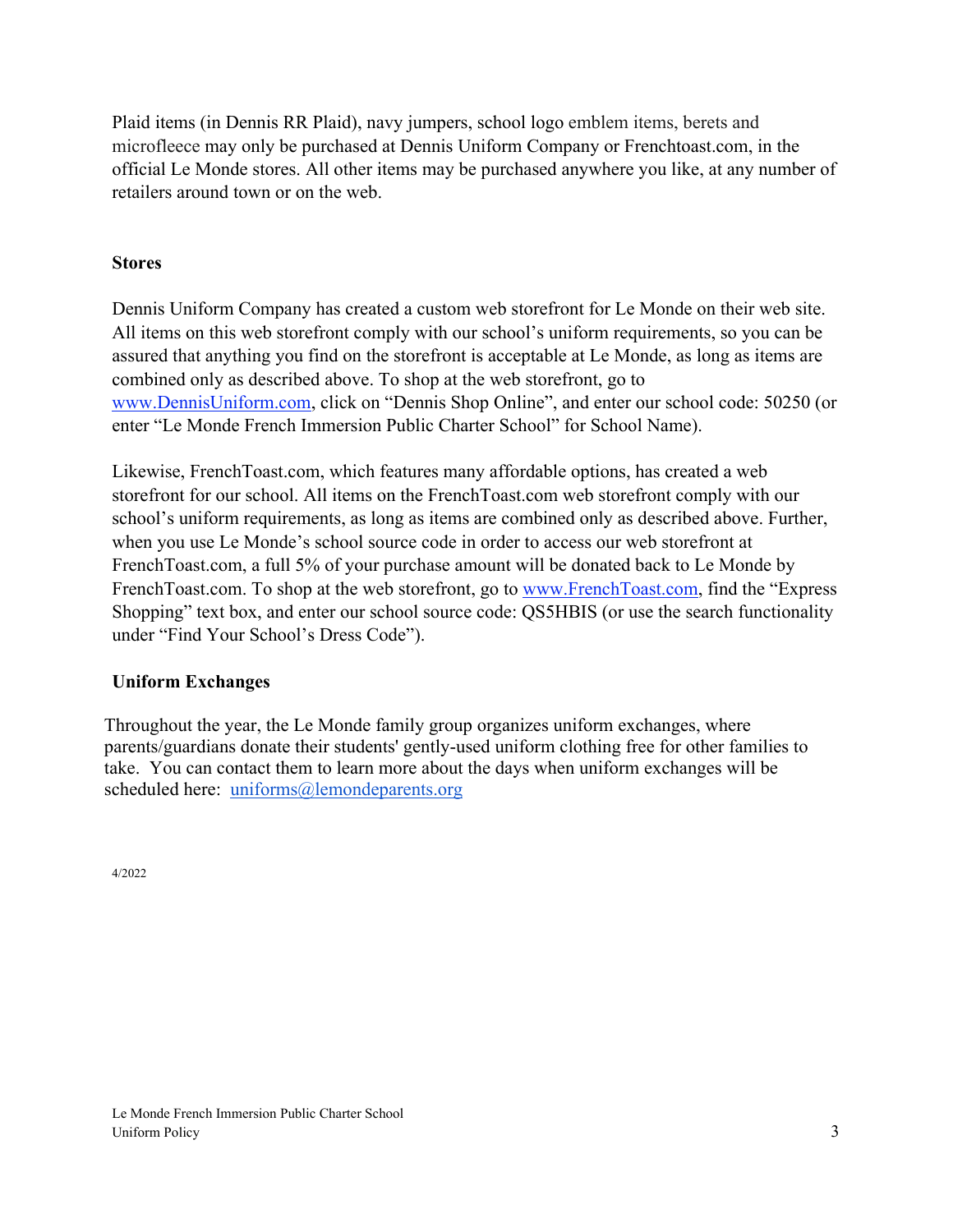Plaid items (in Dennis RR Plaid), navy jumpers, school logo emblem items, berets and microfleece may only be purchased at Dennis Uniform Company or Frenchtoast.com, in the official Le Monde stores. All other items may be purchased anywhere you like, at any number of retailers around town or on the web.

**Stores**

Dennis Uniform Company has created a custom web storefront for Le Monde on their web site. All items on this web storefront comply with our school's uniform requirements, so you can be assured that anything you find on the storefront is acceptable at Le Monde, as long as items are combined only as described above. To shop at the web storefront, go to [www.DennisUniform.com](http://www.DennisUniform.com), click on "Dennis Shop Online", and enter our school code: 50250 (or enter "Le Monde French Immersion Public Charter School" for School Name).

Likewise, FrenchToast.com, which features many affordable options, has created a web storefront for our school. All items on the FrenchToast.com web storefront comply with our school's uniform requirements, as long as items are combined only as described above. Further, when you use Le Monde's school source code in order to access our web storefront at FrenchToast.com, a full 5% of your purchase amount will be donated back to Le Monde by FrenchToast.com. To shop at the web storefront, go to [www.FrenchToast.com](http://www.FrenchToast.com), find the "Express Shopping" text box, and enter our school source code: QS5HBIS (or use the search functionality under "Find Your School's Dress Code").

**Uniform Exchanges**

Throughout the year, the Le Monde family group organizes uniform exchanges, where parents/guardians donate their students' gently-used uniform clothing free for other families to take. You can contact them to learn more about the days when uniform exchanges will be scheduled here: [uniforms@lemondeparents.org](mailto:uniforms@lemondeparents.org)

4/2022